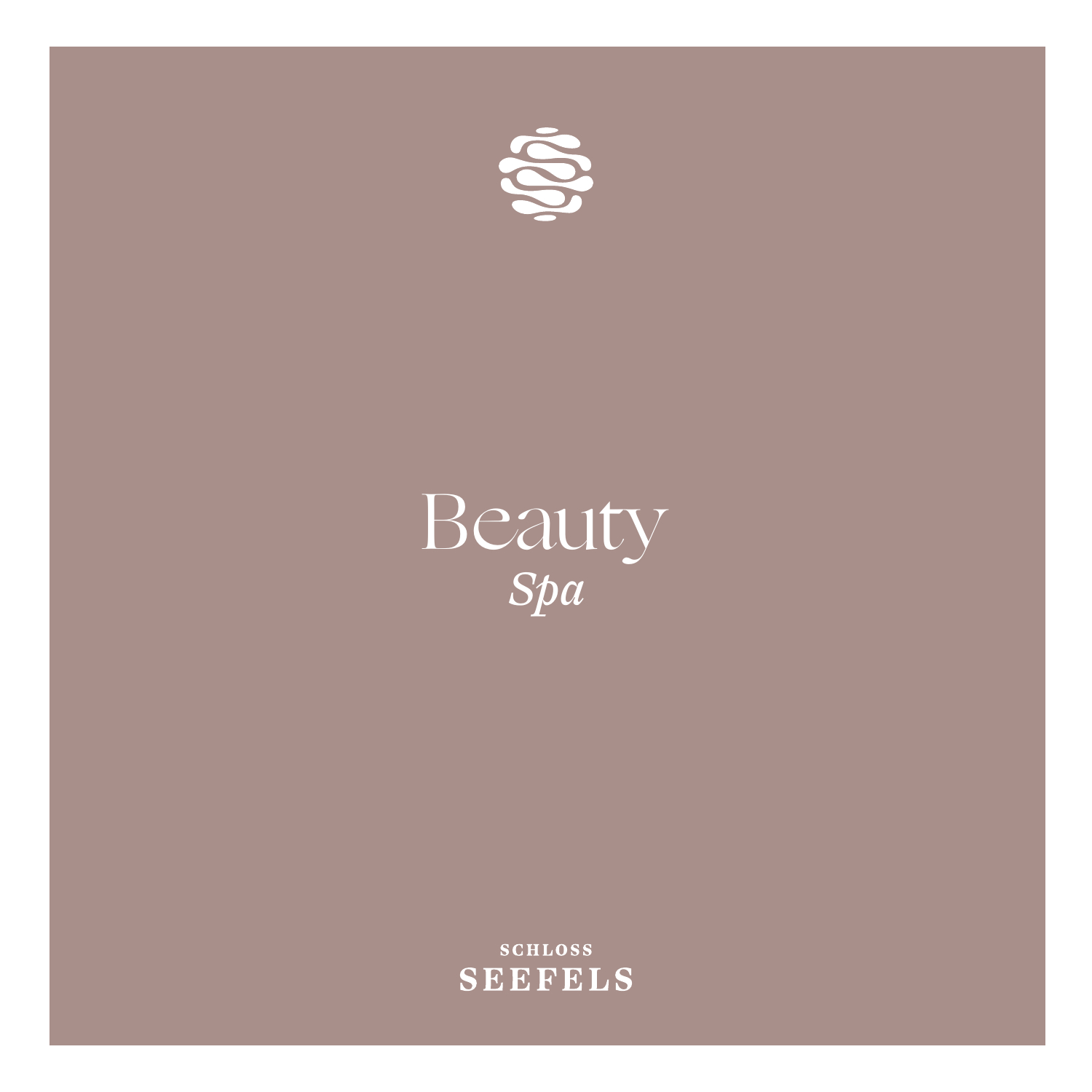# Beauty

*Spa*

SCHLOSS

**SEEFELS**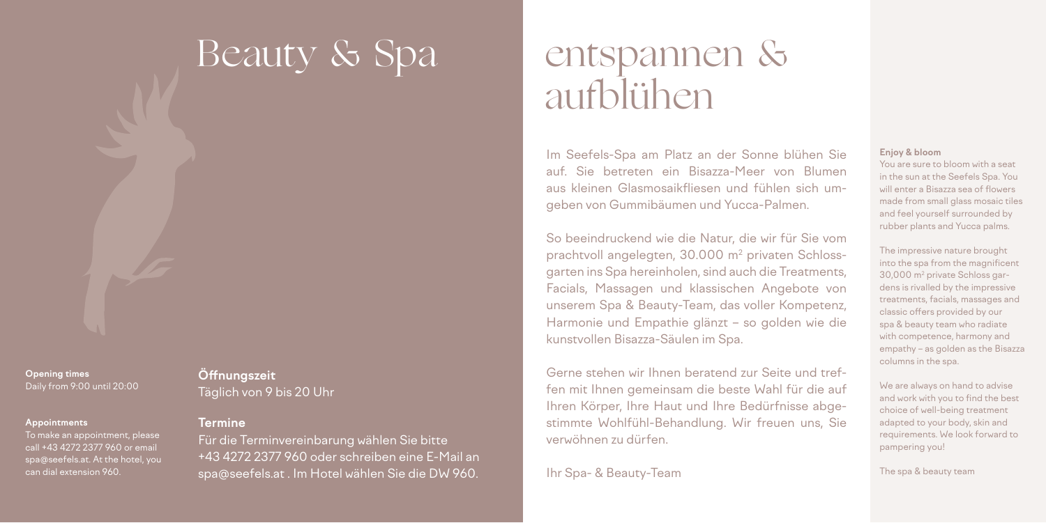# Beauty & Spa

**Opening times**
Daily from 9:00 until 20:00

**Appointments**
To make an appointment, please call +43 4272 2377 960 or email spa@seefels.at. At the hotel, you can dial extension 960.

**Öffnungszeit**
Täglich von 9 bis 20 Uhr

**Termine**
Für die Terminvereinbarung wählen Sie bitte +43 4272 2377 960 oder schreiben eine E-Mail an spa@seefels.at . Im Hotel wählen Sie die DW 960.

# entspannen & aufblühen

Im Seefels-Spa am Platz an der Sonne blühen Sie auf. Sie betreten ein Bisazza-Meer von Blumen aus kleinen Glasmosaikfliesen und fühlen sich umgeben von Gummibäumen und Yucca-Palmen.

So beeindruckend wie die Natur, die wir für Sie vom prachtvoll angelegten, 30.000 m² privaten Schlossgarten ins Spa hereinholen, sind auch die Treatments, Facials, Massagen und klassischen Angebote von unserem Spa & Beauty-Team, das voller Kompetenz, Harmonie und Empathie glänzt – so golden wie die kunstvollen Bisazza-Säulen im Spa.

Gerne stehen wir Ihnen beratend zur Seite und treffen mit Ihnen gemeinsam die beste Wahl für die auf Ihren Körper, Ihre Haut und Ihre Bedürfnisse abgestimmte Wohlfühl-Behandlung. Wir freuen uns, Sie verwöhnen zu dürfen.

Ihr Spa- & Beauty-Team

**Enjoy & bloom**
You are sure to bloom with a seat in the sun at the Seefels Spa. You will enter a Bisazza sea of flowers made from small glass mosaic tiles and feel yourself surrounded by rubber plants and Yucca palms.

The impressive nature brought into the spa from the magnificent 30,000 m² private Schloss gardens is rivalled by the impressive treatments, facials, massages and classic offers provided by our spa & beauty team who radiate with competence, harmony and empathy – as golden as the Bisazza columns in the spa.

We are always on hand to advise and work with you to find the best choice of well-being treatment adapted to your body, skin and requirements. We look forward to pampering you!

The spa & beauty team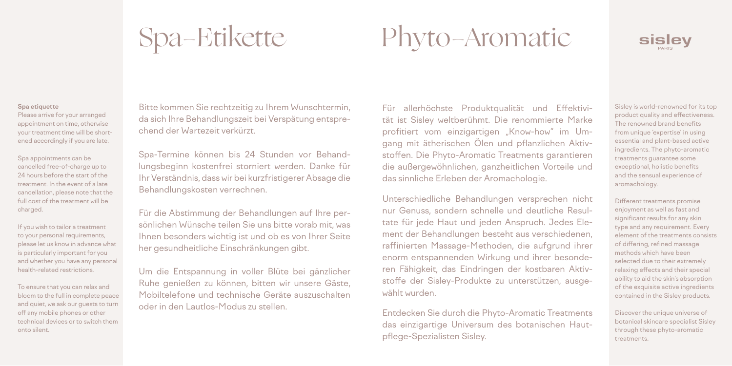# Spa-Etikette

Bitte kommen Sie rechtzeitig zu Ihrem Wunschtermin, da sich Ihre Behandlungszeit bei Verspätung entsprechend der Wartezeit verkürzt.

Spa-Termine können bis 24 Stunden vor Behandlungsbeginn kostenfrei storniert werden. Danke für Ihr Verständnis, dass wir bei kurzfristigerer Absage die Behandlungskosten verrechnen.

Für die Abstimmung der Behandlungen auf Ihre persönlichen Wünsche teilen Sie uns bitte vorab mit, was Ihnen besonders wichtig ist und ob es von Ihrer Seite her gesundheitliche Einschränkungen gibt.

Um die Entspannung in voller Blüte bei gänzlicher Ruhe genießen zu können, bitten wir unsere Gäste, Mobiltelefone und technische Geräte auszuschalten oder in den Lautlos-Modus zu stellen.

**Spa etiquette**

Please arrive for your arranged appointment on time, otherwise your treatment time will be shortened accordingly if you are late.

Spa appointments can be cancelled free-of-charge up to 24 hours before the start of the treatment. In the event of a late cancellation, please note that the full cost of the treatment will be charged.

If you wish to tailor a treatment to your personal requirements, please let us know in advance what is particularly important for you and whether you have any personal health-related restrictions.

To ensure that you can relax and bloom to the full in complete peace and quiet, we ask our guests to turn off any mobile phones or other technical devices or to switch them onto silent.

# Phyto-Aromatic

sisley PARIS

Für allerhöchste Produktqualität und Effektivität ist Sisley weltberühmt. Die renommierte Marke profitiert vom einzigartigen „Know-how" im Umgang mit ätherischen Ölen und pflanzlichen Aktivstoffen. Die Phyto-Aromatic Treatments garantieren die außergewöhnlichen, ganzheitlichen Vorteile und das sinnliche Erleben der Aromachologie.

Unterschiedliche Behandlungen versprechen nicht nur Genuss, sondern schnelle und deutliche Resultate für jede Haut und jeden Anspruch. Jedes Element der Behandlungen besteht aus verschiedenen, raffinierten Massage-Methoden, die aufgrund ihrer enorm entspannenden Wirkung und ihrer besonderen Fähigkeit, das Eindringen der kostbaren Aktivstoffe der Sisley-Produkte zu unterstützen, ausgewählt wurden.

Entdecken Sie durch die Phyto-Aromatic Treatments das einzigartige Universum des botanischen Hautpflege-Spezialisten Sisley.

Sisley is world-renowned for its top product quality and effectiveness. The renowned brand benefits from unique 'expertise' in using essential and plant-based active ingredients. The phyto-aromatic treatments guarantee some exceptional, holistic benefits and the sensual experience of aromachology.

Different treatments promise enjoyment as well as fast and significant results for any skin type and any requirement. Every element of the treatments consists of differing, refined massage methods which have been selected due to their extremely relaxing effects and their special ability to aid the skin's absorption of the exquisite active ingredients contained in the Sisley products.

Discover the unique universe of botanical skincare specialist Sisley through these phyto-aromatic treatments.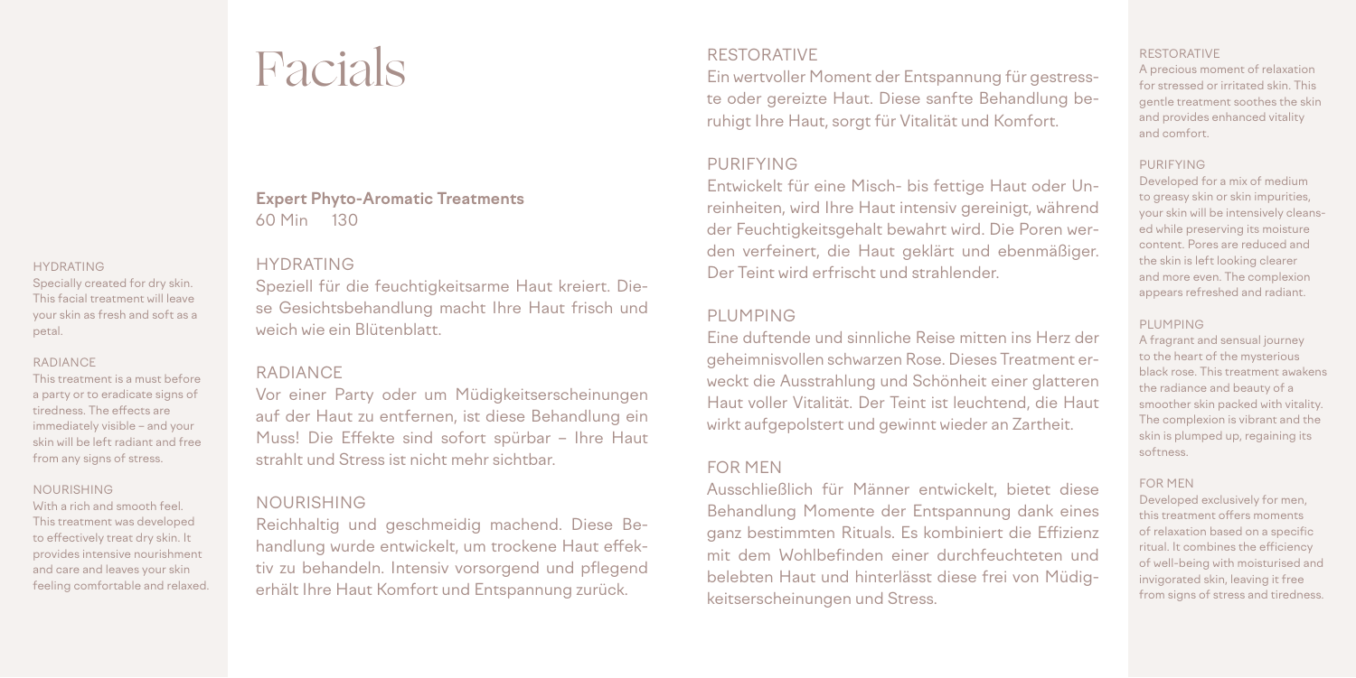# Facials

**Expert Phyto-Aromatic Treatments**
60 Min  130

### HYDRATING

Speziell für die feuchtigkeitsarme Haut kreiert. Diese Gesichtsbehandlung macht Ihre Haut frisch und weich wie ein Blütenblatt.

### RADIANCE

Vor einer Party oder um Müdigkeitserscheinungen auf der Haut zu entfernen, ist diese Behandlung ein Muss! Die Effekte sind sofort spürbar – Ihre Haut strahlt und Stress ist nicht mehr sichtbar.

### NOURISHING

Reichhaltig und geschmeidig machend. Diese Behandlung wurde entwickelt, um trockene Haut effektiv zu behandeln. Intensiv vorsorgend und pflegend erhält Ihre Haut Komfort und Entspannung zurück.

### RESTORATIVE

Ein wertvoller Moment der Entspannung für gestresste oder gereizte Haut. Diese sanfte Behandlung beruhigt Ihre Haut, sorgt für Vitalität und Komfort.

### PURIFYING

Entwickelt für eine Misch- bis fettige Haut oder Unreinheiten, wird Ihre Haut intensiv gereinigt, während der Feuchtigkeitsgehalt bewahrt wird. Die Poren werden verfeinert, die Haut geklärt und ebenmäßiger. Der Teint wird erfrischt und strahlender.

### PLUMPING

Eine duftende und sinnliche Reise mitten ins Herz der geheimnisvollen schwarzen Rose. Dieses Treatment erweckt die Ausstrahlung und Schönheit einer glatteren Haut voller Vitalität. Der Teint ist leuchtend, die Haut wirkt aufgepolstert und gewinnt wieder an Zartheit.

### FOR MEN

Ausschließlich für Männer entwickelt, bietet diese Behandlung Momente der Entspannung dank eines ganz bestimmten Rituals. Es kombiniert die Effizienz mit dem Wohlbefinden einer durchfeuchteten und belebten Haut und hinterlässt diese frei von Müdigkeitserscheinungen und Stress.

---

#### HYDRATING

Specially created for dry skin. This facial treatment will leave your skin as fresh and soft as a petal.

#### RADIANCE

This treatment is a must before a party or to eradicate signs of tiredness. The effects are immediately visible – and your skin will be left radiant and free from any signs of stress.

#### NOURISHING

With a rich and smooth feel. This treatment was developed to effectively treat dry skin. It provides intensive nourishment and care and leaves your skin feeling comfortable and relaxed.

#### RESTORATIVE

A precious moment of relaxation for stressed or irritated skin. This gentle treatment soothes the skin and provides enhanced vitality and comfort.

#### PURIFYING

Developed for a mix of medium to greasy skin or skin impurities, your skin will be intensively cleansed while preserving its moisture content. Pores are reduced and the skin is left looking clearer and more even. The complexion appears refreshed and radiant.

#### PLUMPING

A fragrant and sensual journey to the heart of the mysterious black rose. This treatment awakens the radiance and beauty of a smoother skin packed with vitality. The complexion is vibrant and the skin is plumped up, regaining its softness.

#### FOR MEN

Developed exclusively for men, this treatment offers moments of relaxation based on a specific ritual. It combines the efficiency of well-being with moisturised and invigorated skin, leaving it free from signs of stress and tiredness.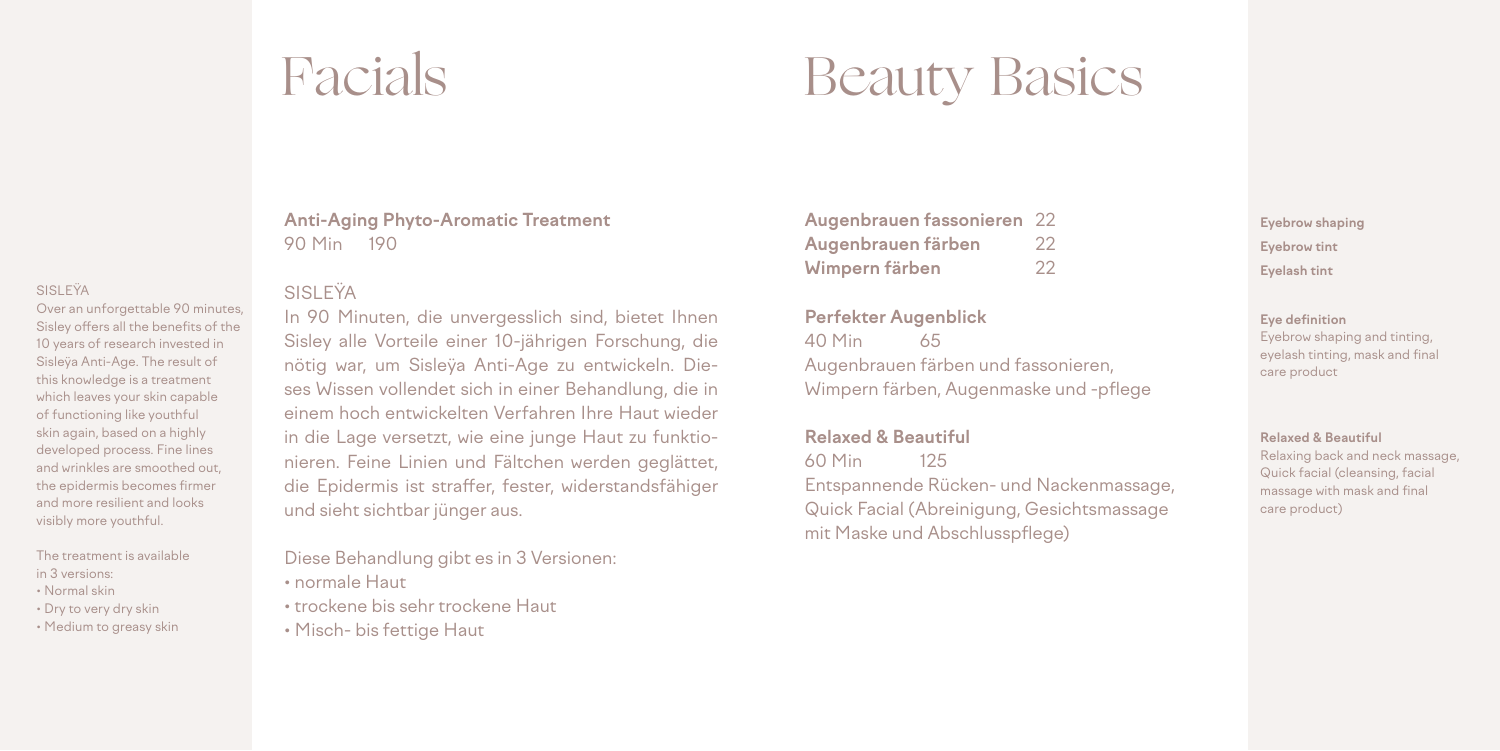# Facials

SISLEŸA

Over an unforgettable 90 minutes, Sisley offers all the benefits of the 10 years of research invested in Sisleÿa Anti-Age. The result of this knowledge is a treatment which leaves your skin capable of functioning like youthful skin again, based on a highly developed process. Fine lines and wrinkles are smoothed out, the epidermis becomes firmer and more resilient and looks visibly more youthful.

The treatment is available in 3 versions:

- Normal skin
- Dry to very dry skin
- Medium to greasy skin

**Anti-Aging Phyto-Aromatic Treatment**
90 Min 190

SISLEŸA

In 90 Minuten, die unvergesslich sind, bietet Ihnen Sisley alle Vorteile einer 10-jährigen Forschung, die nötig war, um Sisleÿa Anti-Age zu entwickeln. Dieses Wissen vollendet sich in einer Behandlung, die in einem hoch entwickelten Verfahren Ihre Haut wieder in die Lage versetzt, wie eine junge Haut zu funktionieren. Feine Linien und Fältchen werden geglättet, die Epidermis ist straffer, fester, widerstandsfähiger und sieht sichtbar jünger aus.

Diese Behandlung gibt es in 3 Versionen:

- normale Haut
- trockene bis sehr trockene Haut
- Misch- bis fettige Haut

# Beauty Basics

**Augenbrauen fassonieren** 22 — **Eyebrow shaping**
**Augenbrauen färben** 22 — **Eyebrow tint**
**Wimpern färben** 22 — **Eyelash tint**

**Perfekter Augenblick**
40 Min 65
Augenbrauen färben und fassonieren, Wimpern färben, Augenmaske und -pflege

**Eye definition**
Eyebrow shaping and tinting, eyelash tinting, mask and final care product

**Relaxed & Beautiful**
60 Min 125
Entspannende Rücken- und Nackenmassage, Quick Facial (Abreinigung, Gesichtsmassage mit Maske und Abschlusspflege)

**Relaxed & Beautiful**
Relaxing back and neck massage, Quick facial (cleansing, facial massage with mask and final care product)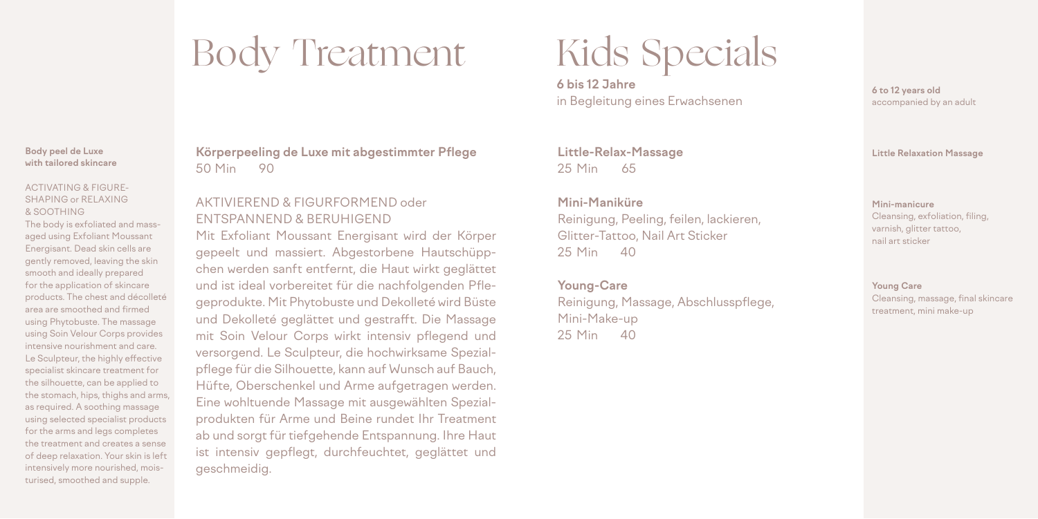# Body Treatment

**Körperpeeling de Luxe mit abgestimmter Pflege**
50 Min 90

AKTIVIEREND & FIGURFORMEND oder ENTSPANNEND & BERUHIGEND
Mit Exfoliant Moussant Energisant wird der Körper gepeelt und massiert. Abgestorbene Hautschüppchen werden sanft entfernt, die Haut wirkt geglättet und ist ideal vorbereitet für die nachfolgenden Pflegeprodukte. Mit Phytobuste und Dekolleté wird Büste und Dekolleté geglättet und gestrafft. Die Massage mit Soin Velour Corps wirkt intensiv pflegend und versorgend. Le Sculpteur, die hochwirksame Spezialpflege für die Silhouette, kann auf Wunsch auf Bauch, Hüfte, Oberschenkel und Arme aufgetragen werden. Eine wohltuende Massage mit ausgewählten Spezialprodukten für Arme und Beine rundet Ihr Treatment ab und sorgt für tiefgehende Entspannung. Ihre Haut ist intensiv gepflegt, durchfeuchtet, geglättet und geschmeidig.

**Body peel de Luxe with tailored skincare**

ACTIVATING & FIGURE-SHAPING or RELAXING & SOOTHING
The body is exfoliated and massaged using Exfoliant Moussant Energisant. Dead skin cells are gently removed, leaving the skin smooth and ideally prepared for the application of skincare products. The chest and décolleté area are smoothed and firmed using Phytobuste. The massage using Soin Velour Corps provides intensive nourishment and care. Le Sculpteur, the highly effective specialist skincare treatment for the silhouette, can be applied to the stomach, hips, thighs and arms, as required. A soothing massage using selected specialist products for the arms and legs completes the treatment and creates a sense of deep relaxation. Your skin is left intensively more nourished, moisturised, smoothed and supple.

# Kids Specials

**6 bis 12 Jahre**
in Begleitung eines Erwachsenen

**Little-Relax-Massage**
25 Min 65

**Mini-Maniküre**
Reinigung, Peeling, feilen, lackieren, Glitter-Tattoo, Nail Art Sticker
25 Min 40

**Young-Care**
Reinigung, Massage, Abschlusspflege, Mini-Make-up
25 Min 40

**6 to 12 years old**
accompanied by an adult

**Little Relaxation Massage**

**Mini-manicure**
Cleansing, exfoliation, filing, varnish, glitter tattoo, nail art sticker

**Young Care**
Cleansing, massage, final skincare treatment, mini make-up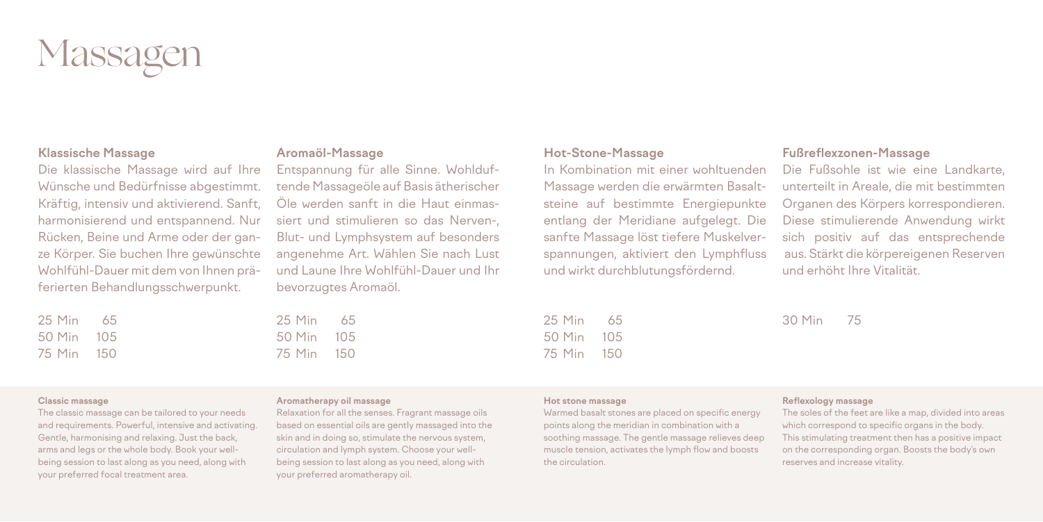# Massagen

### Klassische Massage

Die klassische Massage wird auf Ihre Wünsche und Bedürfnisse abgestimmt. Kräftig, intensiv und aktivierend. Sanft, harmonisierend und entspannend. Nur Rücken, Beine und Arme oder der ganze Körper. Sie buchen Ihre gewünschte Wohlfühl-Dauer mit dem von Ihnen präferierten Behandlungsschwerpunkt.

25 Min 65
50 Min 105
75 Min 150

### Aromaöl-Massage

Entspannung für alle Sinne. Wohlduftende Massageöle auf Basis ätherischer Öle werden sanft in die Haut einmassiert und stimulieren so das Nerven-, Blut- und Lymphsystem auf besonders angenehme Art. Wählen Sie nach Lust und Laune Ihre Wohlfühl-Dauer und Ihr bevorzugtes Aromaöl.

25 Min 65
50 Min 105
75 Min 150

### Hot-Stone-Massage

In Kombination mit einer wohltuenden Massage werden die erwärmten Basaltsteine auf bestimmte Energiepunkte entlang der Meridiane aufgelegt. Die sanfte Massage löst tiefere Muskelverspannungen, aktiviert den Lymphfluss und wirkt durchblutungsfördernd.

25 Min 65
50 Min 105
75 Min 150

### Fußreflexzonen-Massage

Die Fußsohle ist wie eine Landkarte, unterteilt in Areale, die mit bestimmten Organen des Körpers korrespondieren. Diese stimulierende Anwendung wirkt sich positiv auf das entsprechende aus. Stärkt die körpereigenen Reserven und erhöht Ihre Vitalität.

30 Min 75

**Classic massage**
The classic massage can be tailored to your needs and requirements. Powerful, intensive and activating. Gentle, harmonising and relaxing. Just the back, arms and legs or the whole body. Book your well-being session to last along as you need, along with your preferred focal treatment area.

**Aromatherapy oil massage**
Relaxation for all the senses. Fragrant massage oils based on essential oils are gently massaged into the skin and in doing so, stimulate the nervous system, circulation and lymph system. Choose your well-being session to last along as you need, along with your preferred aromatherapy oil.

**Hot stone massage**
Warmed basalt stones are placed on specific energy points along the meridian in combination with a soothing massage. The gentle massage relieves deep muscle tension, activates the lymph flow and boosts the circulation.

**Reflexology massage**
The soles of the feet are like a map, divided into areas which correspond to specific organs in the body. This stimulating treatment then has a positive impact on the corresponding organ. Boosts the body's own reserves and increase vitality.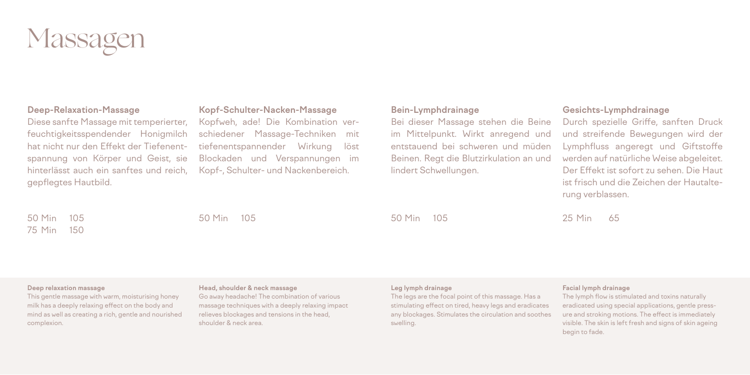# Massagen

### Deep-Relaxation-Massage

Diese sanfte Massage mit temperierter, feuchtigkeitsspendender Honigmilch hat nicht nur den Effekt der Tiefenentspannung von Körper und Geist, sie hinterlässt auch ein sanftes und reich, gepflegtes Hautbild.

50 Min 105
75 Min 150

### Kopf-Schulter-Nacken-Massage

Kopfweh, ade! Die Kombination verschiedener Massage-Techniken mit tiefenentspannender Wirkung löst Blockaden und Verspannungen im Kopf-, Schulter- und Nackenbereich.

50 Min 105

### Bein-Lymphdrainage

Bei dieser Massage stehen die Beine im Mittelpunkt. Wirkt anregend und entstauend bei schweren und müden Beinen. Regt die Blutzirkulation an und lindert Schwellungen.

50 Min 105

### Gesichts-Lymphdrainage

Durch spezielle Griffe, sanften Druck und streifende Bewegungen wird der Lymphfluss angeregt und Giftstoffe werden auf natürliche Weise abgeleitet. Der Effekt ist sofort zu sehen. Die Haut ist frisch und die Zeichen der Hautalterung verblassen.

25 Min 65

**Deep relaxation massage**
This gentle massage with warm, moisturising honey milk has a deeply relaxing effect on the body and mind as well as creating a rich, gentle and nourished complexion.

**Head, shoulder & neck massage**
Go away headache! The combination of various massage techniques with a deeply relaxing impact relieves blockages and tensions in the head, shoulder & neck area.

**Leg lymph drainage**
The legs are the focal point of this massage. Has a stimulating effect on tired, heavy legs and eradicates any blockages. Stimulates the circulation and soothes swelling.

**Facial lymph drainage**
The lymph flow is stimulated and toxins naturally eradicated using special applications, gentle pressure and stroking motions. The effect is immediately visible. The skin is left fresh and signs of skin ageing begin to fade.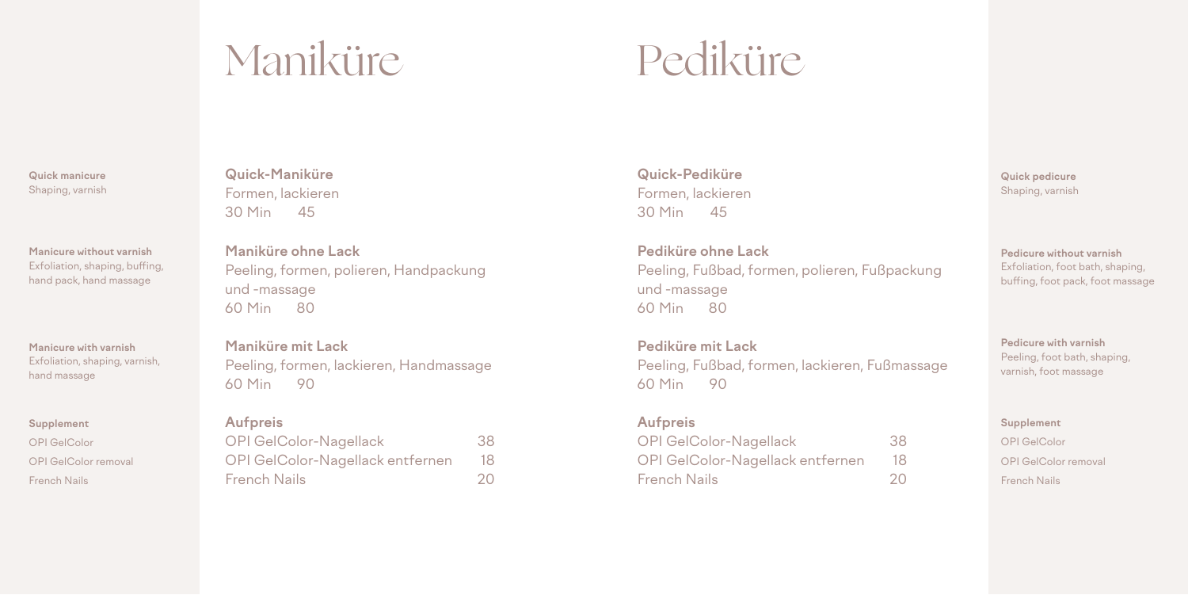**Quick manicure**
Shaping, varnish

**Manicure without varnish**
Exfoliation, shaping, buffing, hand pack, hand massage

**Manicure with varnish**
Exfoliation, shaping, varnish, hand massage

**Supplement**
OPI GelColor
OPI GelColor removal
French Nails

# Maniküre

**Quick-Maniküre**
Formen, lackieren
30 Min 45

**Maniküre ohne Lack**
Peeling, formen, polieren, Handpackung und -massage
60 Min 80

**Maniküre mit Lack**
Peeling, formen, lackieren, Handmassage
60 Min 90

**Aufpreis**

| | |
|---|---|
| OPI GelColor-Nagellack | 38 |
| OPI GelColor-Nagellack entfernen | 18 |
| French Nails | 20 |

# Pediküre

**Quick-Pediküre**
Formen, lackieren
30 Min 45

**Pediküre ohne Lack**
Peeling, Fußbad, formen, polieren, Fußpackung und -massage
60 Min 80

**Pediküre mit Lack**
Peeling, Fußbad, formen, lackieren, Fußmassage
60 Min 90

**Aufpreis**

| | |
|---|---|
| OPI GelColor-Nagellack | 38 |
| OPI GelColor-Nagellack entfernen | 18 |
| French Nails | 20 |

**Quick pedicure**
Shaping, varnish

**Pedicure without varnish**
Exfoliation, foot bath, shaping, buffing, foot pack, foot massage

**Pedicure with varnish**
Peeling, foot bath, shaping, varnish, foot massage

**Supplement**
OPI GelColor
OPI GelColor removal
French Nails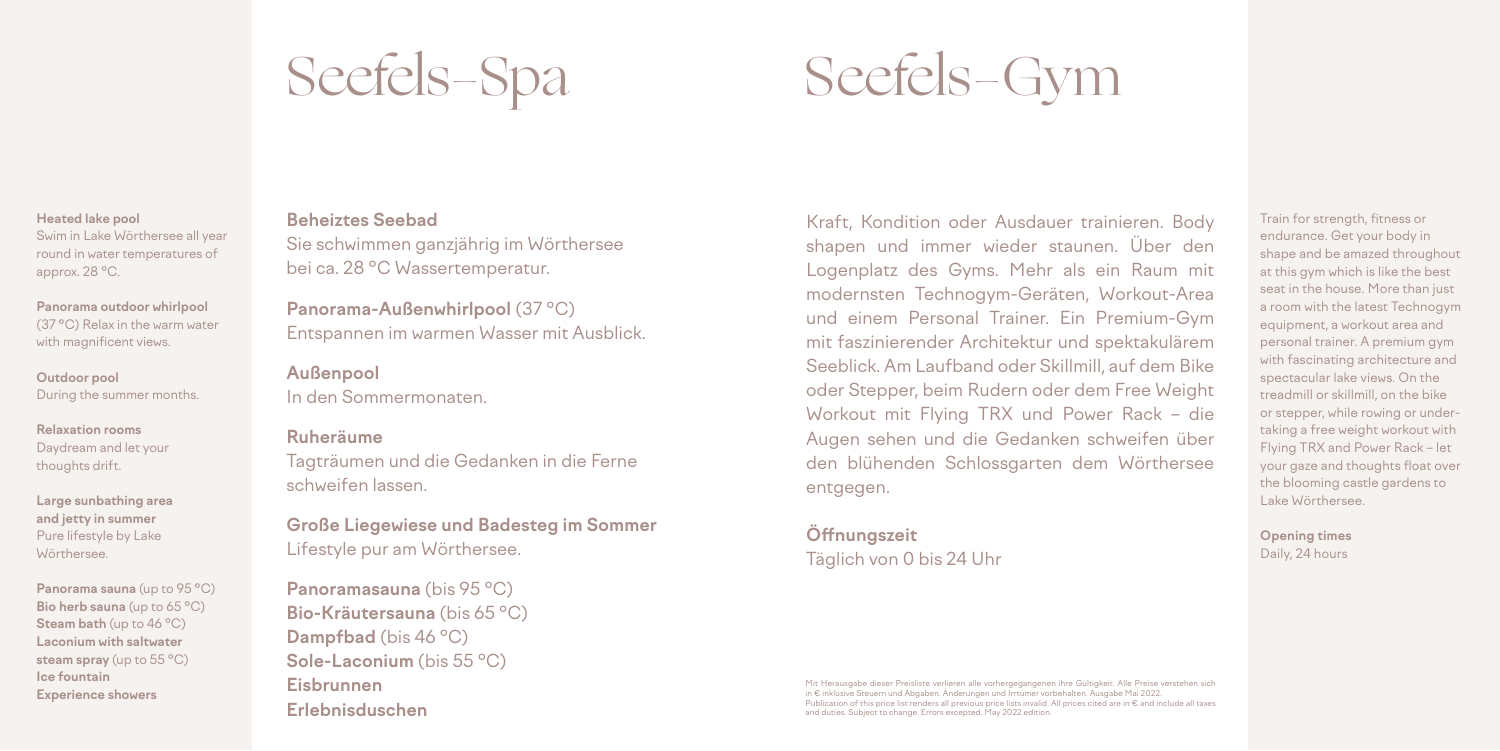# Seefels-Spa

**Heated lake pool**
Swim in Lake Wörthersee all year round in water temperatures of approx. 28 °C.

**Panorama outdoor whirlpool** (37 °C) Relax in the warm water with magnificent views.

**Outdoor pool**
During the summer months.

**Relaxation rooms**
Daydream and let your thoughts drift.

**Large sunbathing area and jetty in summer**
Pure lifestyle by Lake Wörthersee.

**Panorama sauna** (up to 95 °C)
**Bio herb sauna** (up to 65 °C)
**Steam bath** (up to 46 °C)
**Laconium with saltwater steam spray** (up to 55 °C)
**Ice fountain**
**Experience showers**

**Beheiztes Seebad**
Sie schwimmen ganzjährig im Wörthersee bei ca. 28 °C Wassertemperatur.

**Panorama-Außenwhirlpool** (37 °C)
Entspannen im warmen Wasser mit Ausblick.

**Außenpool**
In den Sommermonaten.

**Ruheräume**
Tagträumen und die Gedanken in die Ferne schweifen lassen.

**Große Liegewiese und Badesteg im Sommer**
Lifestyle pur am Wörthersee.

**Panoramasauna** (bis 95 °C)
**Bio-Kräutersauna** (bis 65 °C)
**Dampfbad** (bis 46 °C)
**Sole-Laconium** (bis 55 °C)
**Eisbrunnen**
**Erlebnisduschen**

# Seefels-Gym

Kraft, Kondition oder Ausdauer trainieren. Body shapen und immer wieder staunen. Über den Logenplatz des Gyms. Mehr als ein Raum mit modernsten Technogym-Geräten, Workout-Area und einem Personal Trainer. Ein Premium-Gym mit faszinierender Architektur und spektakulärem Seeblick. Am Laufband oder Skillmill, auf dem Bike oder Stepper, beim Rudern oder dem Free Weight Workout mit Flying TRX und Power Rack – die Augen sehen und die Gedanken schweifen über den blühenden Schlossgarten dem Wörthersee entgegen.

**Öffnungszeit**
Täglich von 0 bis 24 Uhr

Train for strength, fitness or endurance. Get your body in shape and be amazed throughout at this gym which is like the best seat in the house. More than just a room with the latest Technogym equipment, a workout area and personal trainer. A premium gym with fascinating architecture and spectacular lake views. On the treadmill or skillmill, on the bike or stepper, while rowing or undertaking a free weight workout with Flying TRX and Power Rack – let your gaze and thoughts float over the blooming castle gardens to Lake Wörthersee.

**Opening times**
Daily, 24 hours

Mit Herausgabe dieser Preisliste verlieren alle vorhergegangenen ihre Gültigkeit. Alle Preise verstehen sich in € inklusive Steuern und Abgaben. Änderungen und Irrtümer vorbehalten. Ausgabe Mai 2022.
Publication of this price list renders all previous price lists invalid. All prices cited are in € and include all taxes and duties. Subject to change. Errors excepted. May 2022 edition.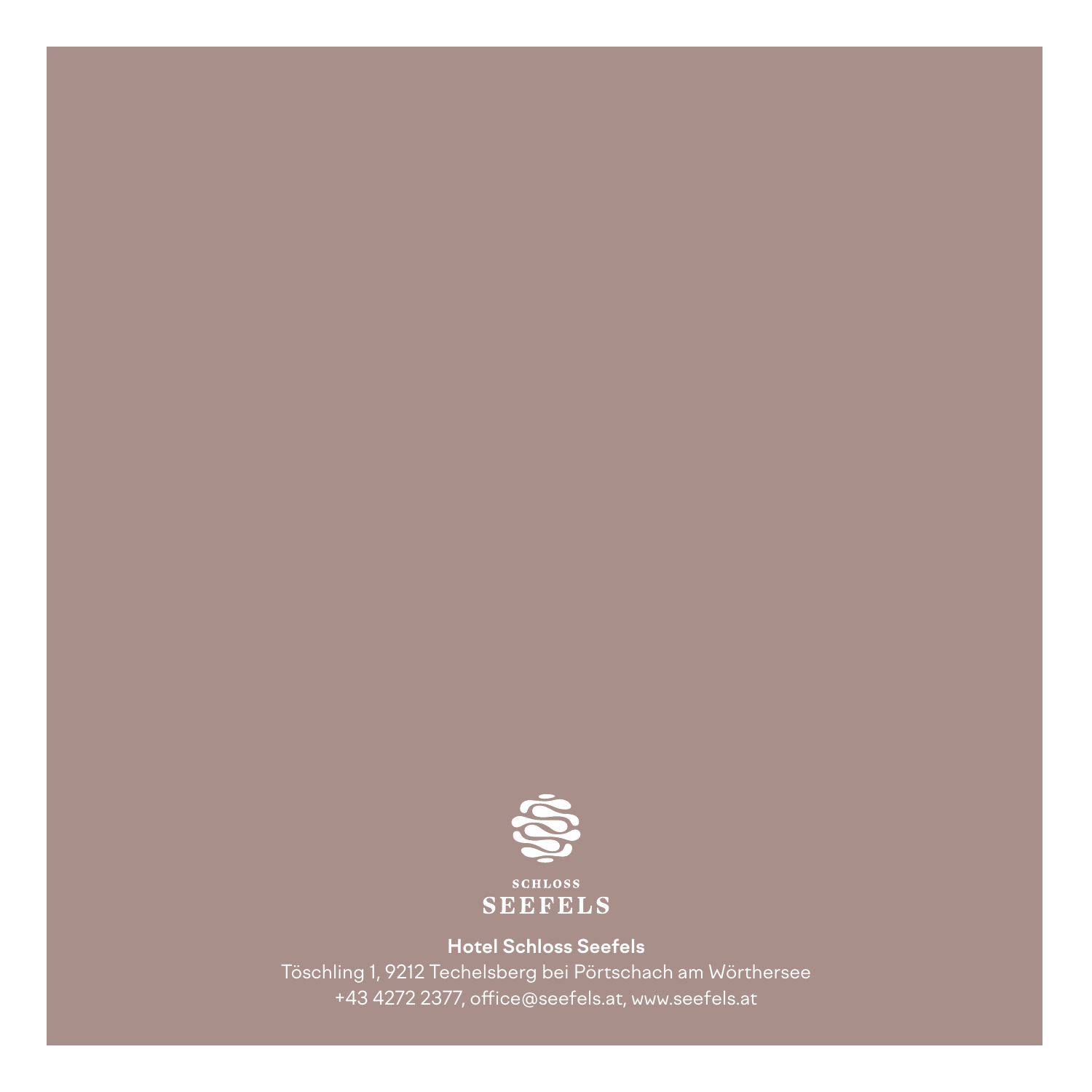SCHLOSS
SEEFELS

**Hotel Schloss Seefels**

Töschling 1, 9212 Techelsberg bei Pörtschach am Wörthersee

+43 4272 2377, office@seefels.at, www.seefels.at